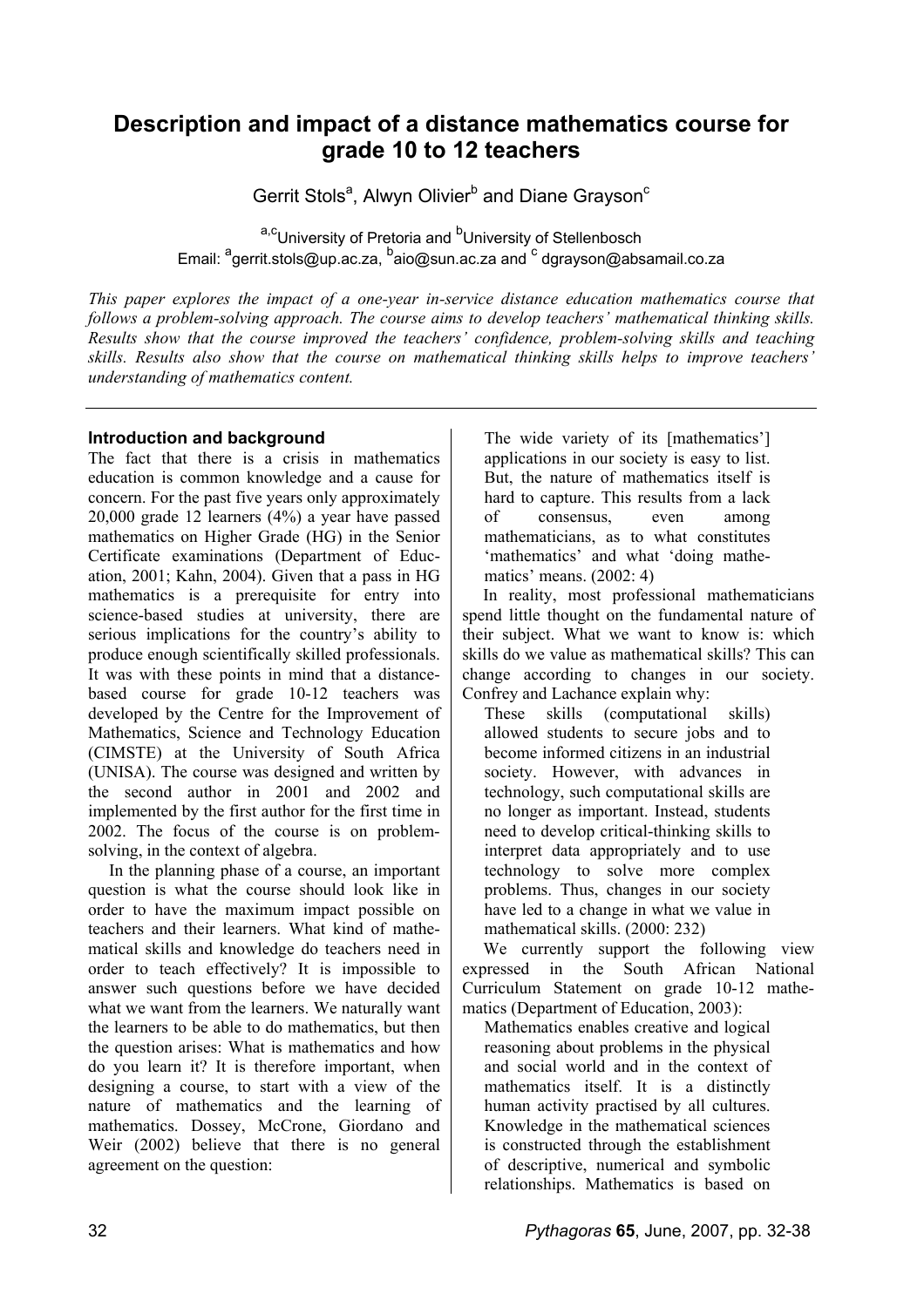# Description and impact of a distance mathematics course for grade 10 to 12 teachers

Gerrit Stols[a], Alwyn Olivier[b] and Diane Grayson[c]

[a,c]University of Pretoria and [b]University of Stellenbosch
Email: [a]gerrit.stols@up.ac.za, [b]aio@sun.ac.za and [c] dgrayson@absamail.co.za

*This paper explores the impact of a one-year in-service distance education mathematics course that follows a problem-solving approach. The course aims to develop teachers' mathematical thinking skills. Results show that the course improved the teachers' confidence, problem-solving skills and teaching skills. Results also show that the course on mathematical thinking skills helps to improve teachers' understanding of mathematics content.*

---

### Introduction and background

The fact that there is a crisis in mathematics education is common knowledge and a cause for concern. For the past five years only approximately 20,000 grade 12 learners (4%) a year have passed mathematics on Higher Grade (HG) in the Senior Certificate examinations (Department of Education, 2001; Kahn, 2004). Given that a pass in HG mathematics is a prerequisite for entry into science-based studies at university, there are serious implications for the country's ability to produce enough scientifically skilled professionals. It was with these points in mind that a distance-based course for grade 10-12 teachers was developed by the Centre for the Improvement of Mathematics, Science and Technology Education (CIMSTE) at the University of South Africa (UNISA). The course was designed and written by the second author in 2001 and 2002 and implemented by the first author for the first time in 2002. The focus of the course is on problem-solving, in the context of algebra.

In the planning phase of a course, an important question is what the course should look like in order to have the maximum impact possible on teachers and their learners. What kind of mathematical skills and knowledge do teachers need in order to teach effectively? It is impossible to answer such questions before we have decided what we want from the learners. We naturally want the learners to be able to do mathematics, but then the question arises: What is mathematics and how do you learn it? It is therefore important, when designing a course, to start with a view of the nature of mathematics and the learning of mathematics. Dossey, McCrone, Giordano and Weir (2002) believe that there is no general agreement on the question:

> The wide variety of its [mathematics'] applications in our society is easy to list. But, the nature of mathematics itself is hard to capture. This results from a lack of consensus, even among mathematicians, as to what constitutes 'mathematics' and what 'doing mathematics' means. (2002: 4)

In reality, most professional mathematicians spend little thought on the fundamental nature of their subject. What we want to know is: which skills do we value as mathematical skills? This can change according to changes in our society. Confrey and Lachance explain why:

> These skills (computational skills) allowed students to secure jobs and to become informed citizens in an industrial society. However, with advances in technology, such computational skills are no longer as important. Instead, students need to develop critical-thinking skills to interpret data appropriately and to use technology to solve more complex problems. Thus, changes in our society have led to a change in what we value in mathematical skills. (2000: 232)

We currently support the following view expressed in the South African National Curriculum Statement on grade 10-12 mathematics (Department of Education, 2003):

> Mathematics enables creative and logical reasoning about problems in the physical and social world and in the context of mathematics itself. It is a distinctly human activity practised by all cultures. Knowledge in the mathematical sciences is constructed through the establishment of descriptive, numerical and symbolic relationships. Mathematics is based on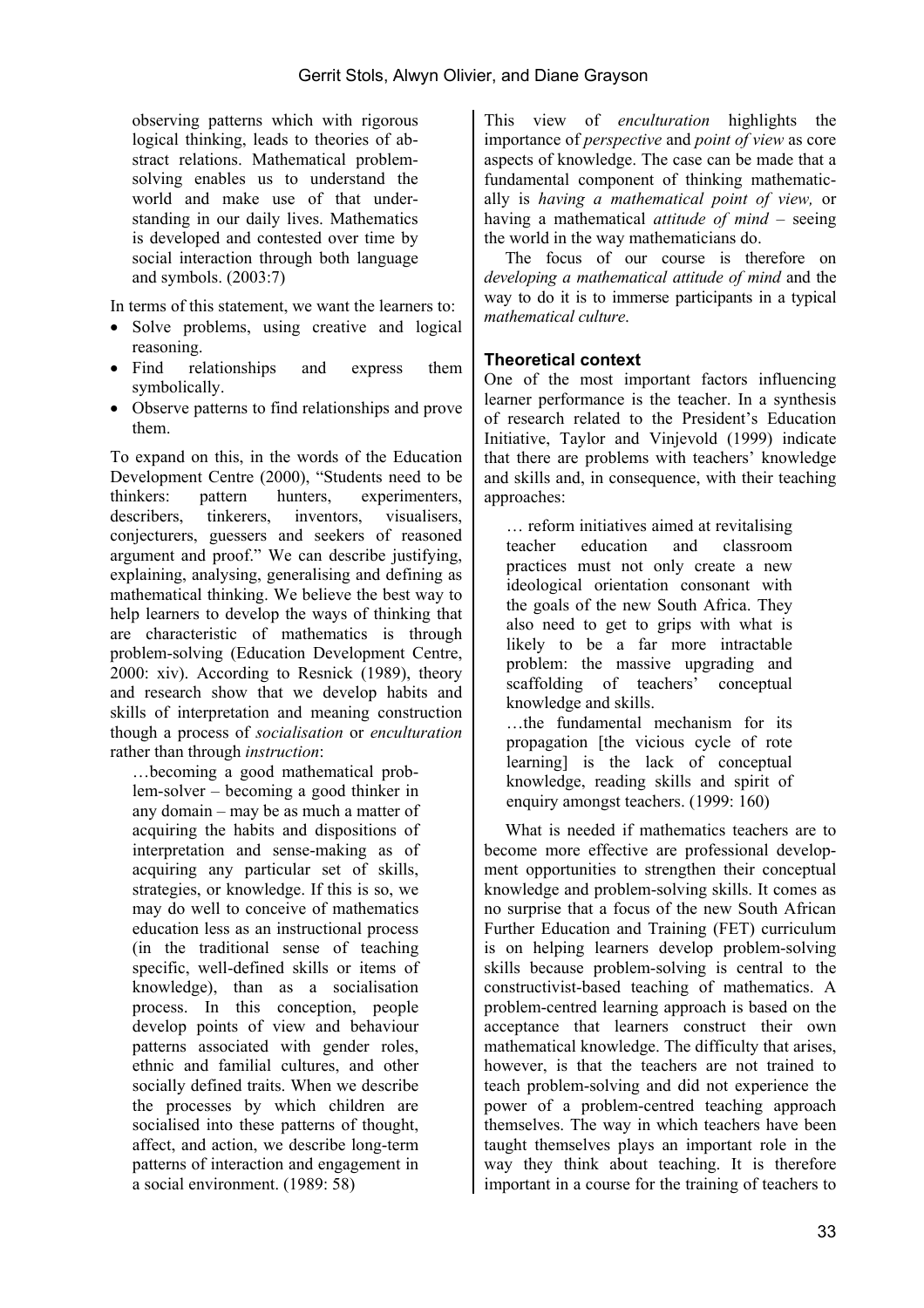> observing patterns which with rigorous logical thinking, leads to theories of abstract relations. Mathematical problem-solving enables us to understand the world and make use of that understanding in our daily lives. Mathematics is developed and contested over time by social interaction through both language and symbols. (2003:7)

In terms of this statement, we want the learners to:

- Solve problems, using creative and logical reasoning.
- Find relationships and express them symbolically.
- Observe patterns to find relationships and prove them.

To expand on this, in the words of the Education Development Centre (2000), "Students need to be thinkers: pattern hunters, experimenters, describers, tinkerers, inventors, visualisers, conjecturers, guessers and seekers of reasoned argument and proof." We can describe justifying, explaining, analysing, generalising and defining as mathematical thinking. We believe the best way to help learners to develop the ways of thinking that are characteristic of mathematics is through problem-solving (Education Development Centre, 2000: xiv). According to Resnick (1989), theory and research show that we develop habits and skills of interpretation and meaning construction though a process of *socialisation* or *enculturation* rather than through *instruction*:

> …becoming a good mathematical problem-solver – becoming a good thinker in any domain – may be as much a matter of acquiring the habits and dispositions of interpretation and sense-making as of acquiring any particular set of skills, strategies, or knowledge. If this is so, we may do well to conceive of mathematics education less as an instructional process (in the traditional sense of teaching specific, well-defined skills or items of knowledge), than as a socialisation process. In this conception, people develop points of view and behaviour patterns associated with gender roles, ethnic and familial cultures, and other socially defined traits. When we describe the processes by which children are socialised into these patterns of thought, affect, and action, we describe long-term patterns of interaction and engagement in a social environment. (1989: 58)

This view of *enculturation* highlights the importance of *perspective* and *point of view* as core aspects of knowledge. The case can be made that a fundamental component of thinking mathematically is *having a mathematical point of view,* or having a mathematical *attitude of mind* – seeing the world in the way mathematicians do.

The focus of our course is therefore on *developing a mathematical attitude of mind* and the way to do it is to immerse participants in a typical *mathematical culture*.

### Theoretical context

One of the most important factors influencing learner performance is the teacher. In a synthesis of research related to the President's Education Initiative, Taylor and Vinjevold (1999) indicate that there are problems with teachers' knowledge and skills and, in consequence, with their teaching approaches:

> … reform initiatives aimed at revitalising teacher education and classroom practices must not only create a new ideological orientation consonant with the goals of the new South Africa. They also need to get to grips with what is likely to be a far more intractable problem: the massive upgrading and scaffolding of teachers' conceptual knowledge and skills.
>
> …the fundamental mechanism for its propagation [the vicious cycle of rote learning] is the lack of conceptual knowledge, reading skills and spirit of enquiry amongst teachers. (1999: 160)

What is needed if mathematics teachers are to become more effective are professional development opportunities to strengthen their conceptual knowledge and problem-solving skills. It comes as no surprise that a focus of the new South African Further Education and Training (FET) curriculum is on helping learners develop problem-solving skills because problem-solving is central to the constructivist-based teaching of mathematics. A problem-centred learning approach is based on the acceptance that learners construct their own mathematical knowledge. The difficulty that arises, however, is that the teachers are not trained to teach problem-solving and did not experience the power of a problem-centred teaching approach themselves. The way in which teachers have been taught themselves plays an important role in the way they think about teaching. It is therefore important in a course for the training of teachers to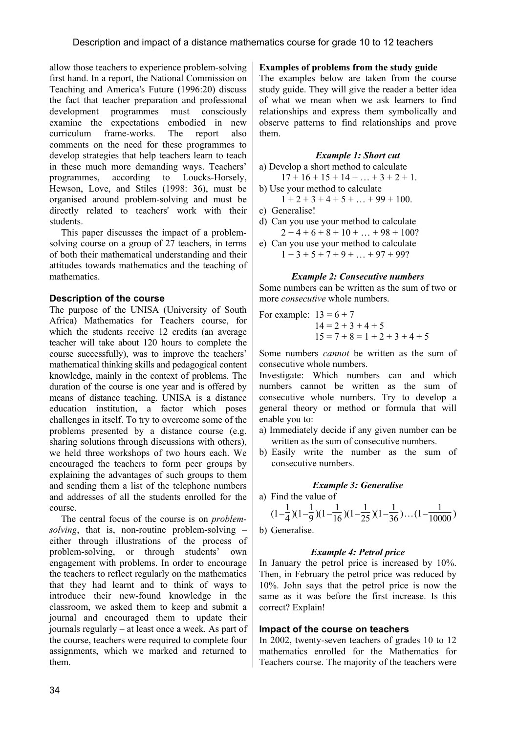allow those teachers to experience problem-solving first hand. In a report, the National Commission on Teaching and America's Future (1996:20) discuss the fact that teacher preparation and professional development programmes must consciously examine the expectations embodied in new curriculum frame-works. The report also comments on the need for these programmes to develop strategies that help teachers learn to teach in these much more demanding ways. Teachers' programmes, according to Loucks-Horsely, Hewson, Love, and Stiles (1998: 36), must be organised around problem-solving and must be directly related to teachers' work with their students.

This paper discusses the impact of a problem-solving course on a group of 27 teachers, in terms of both their mathematical understanding and their attitudes towards mathematics and the teaching of mathematics.

## Description of the course

The purpose of the UNISA (University of South Africa) Mathematics for Teachers course, for which the students receive 12 credits (an average teacher will take about 120 hours to complete the course successfully), was to improve the teachers' mathematical thinking skills and pedagogical content knowledge, mainly in the context of problems. The duration of the course is one year and is offered by means of distance teaching. UNISA is a distance education institution, a factor which poses challenges in itself. To try to overcome some of the problems presented by a distance course (e.g. sharing solutions through discussions with others), we held three workshops of two hours each. We encouraged the teachers to form peer groups by explaining the advantages of such groups to them and sending them a list of the telephone numbers and addresses of all the students enrolled for the course.

The central focus of the course is on *problem-solving*, that is, non-routine problem-solving – either through illustrations of the process of problem-solving, or through students' own engagement with problems. In order to encourage the teachers to reflect regularly on the mathematics that they had learnt and to think of ways to introduce their new-found knowledge in the classroom, we asked them to keep and submit a journal and encouraged them to update their journals regularly – at least once a week. As part of the course, teachers were required to complete four assignments, which we marked and returned to them.

**Examples of problems from the study guide**

The examples below are taken from the course study guide. They will give the reader a better idea of what we mean when we ask learners to find relationships and express them symbolically and observe patterns to find relationships and prove them.

***Example 1: Short cut***

a) Develop a short method to calculate
$17 + 16 + 15 + 14 + \ldots + 3 + 2 + 1$.

b) Use your method to calculate
$1 + 2 + 3 + 4 + 5 + \ldots + 99 + 100$.

c) Generalise!

d) Can you use your method to calculate
$2 + 4 + 6 + 8 + 10 + \ldots + 98 + 100$?

e) Can you use your method to calculate
$1 + 3 + 5 + 7 + 9 + \ldots + 97 + 99$?

***Example 2: Consecutive numbers***

Some numbers can be written as the sum of two or more *consecutive* whole numbers.

For example: $13 = 6 + 7$
$14 = 2 + 3 + 4 + 5$
$15 = 7 + 8 = 1 + 2 + 3 + 4 + 5$

Some numbers *cannot* be written as the sum of consecutive whole numbers.

Investigate: Which numbers can and which numbers cannot be written as the sum of consecutive whole numbers. Try to develop a general theory or method or formula that will enable you to:

a) Immediately decide if any given number can be written as the sum of consecutive numbers.

b) Easily write the number as the sum of consecutive numbers.

***Example 3: Generalise***

a) Find the value of

$$(1-\frac{1}{4})(1-\frac{1}{9})(1-\frac{1}{16})(1-\frac{1}{25})(1-\frac{1}{36})\ldots(1-\frac{1}{10000})$$

b) Generalise.

***Example 4: Petrol price***

In January the petrol price is increased by 10%. Then, in February the petrol price was reduced by 10%. John says that the petrol price is now the same as it was before the first increase. Is this correct? Explain!

## Impact of the course on teachers

In 2002, twenty-seven teachers of grades 10 to 12 mathematics enrolled for the Mathematics for Teachers course. The majority of the teachers were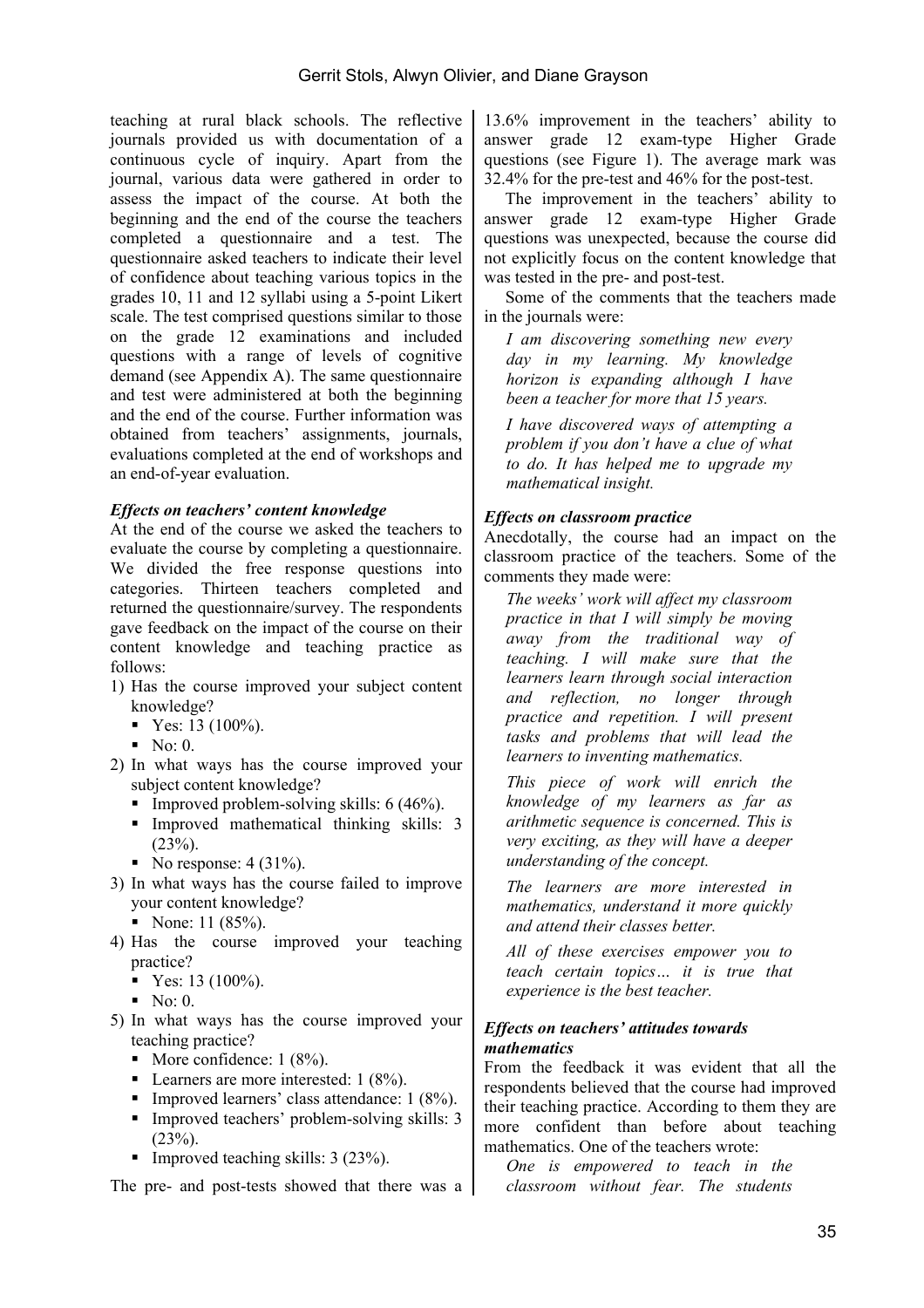teaching at rural black schools. The reflective journals provided us with documentation of a continuous cycle of inquiry. Apart from the journal, various data were gathered in order to assess the impact of the course. At both the beginning and the end of the course the teachers completed a questionnaire and a test. The questionnaire asked teachers to indicate their level of confidence about teaching various topics in the grades 10, 11 and 12 syllabi using a 5-point Likert scale. The test comprised questions similar to those on the grade 12 examinations and included questions with a range of levels of cognitive demand (see Appendix A). The same questionnaire and test were administered at both the beginning and the end of the course. Further information was obtained from teachers' assignments, journals, evaluations completed at the end of workshops and an end-of-year evaluation.

### *Effects on teachers' content knowledge*

At the end of the course we asked the teachers to evaluate the course by completing a questionnaire. We divided the free response questions into categories. Thirteen teachers completed and returned the questionnaire/survey. The respondents gave feedback on the impact of the course on their content knowledge and teaching practice as follows:

1) Has the course improved your subject content knowledge?
   - Yes: 13 (100%).
   - No: 0.
2) In what ways has the course improved your subject content knowledge?
   - Improved problem-solving skills: 6 (46%).
   - Improved mathematical thinking skills: 3 (23%).
   - No response: 4 (31%).
3) In what ways has the course failed to improve your content knowledge?
   - None: 11 (85%).
4) Has the course improved your teaching practice?
   - Yes: 13 (100%).
   - No: 0.
5) In what ways has the course improved your teaching practice?
   - More confidence: 1 (8%).
   - Learners are more interested: 1 (8%).
   - Improved learners' class attendance: 1 (8%).
   - Improved teachers' problem-solving skills: 3 (23%).
   - Improved teaching skills: 3 (23%).

The pre- and post-tests showed that there was a 13.6% improvement in the teachers' ability to answer grade 12 exam-type Higher Grade questions (see Figure 1). The average mark was 32.4% for the pre-test and 46% for the post-test.

The improvement in the teachers' ability to answer grade 12 exam-type Higher Grade questions was unexpected, because the course did not explicitly focus on the content knowledge that was tested in the pre- and post-test.

Some of the comments that the teachers made in the journals were:

> *I am discovering something new every day in my learning. My knowledge horizon is expanding although I have been a teacher for more that 15 years.*

> *I have discovered ways of attempting a problem if you don't have a clue of what to do. It has helped me to upgrade my mathematical insight.*

### *Effects on classroom practice*

Anecdotally, the course had an impact on the classroom practice of the teachers. Some of the comments they made were:

> *The weeks' work will affect my classroom practice in that I will simply be moving away from the traditional way of teaching. I will make sure that the learners learn through social interaction and reflection, no longer through practice and repetition. I will present tasks and problems that will lead the learners to inventing mathematics.*

> *This piece of work will enrich the knowledge of my learners as far as arithmetic sequence is concerned. This is very exciting, as they will have a deeper understanding of the concept.*

> *The learners are more interested in mathematics, understand it more quickly and attend their classes better.*

> *All of these exercises empower you to teach certain topics… it is true that experience is the best teacher.*

### *Effects on teachers' attitudes towards mathematics*

From the feedback it was evident that all the respondents believed that the course had improved their teaching practice. According to them they are more confident than before about teaching mathematics. One of the teachers wrote:

> *One is empowered to teach in the classroom without fear. The students*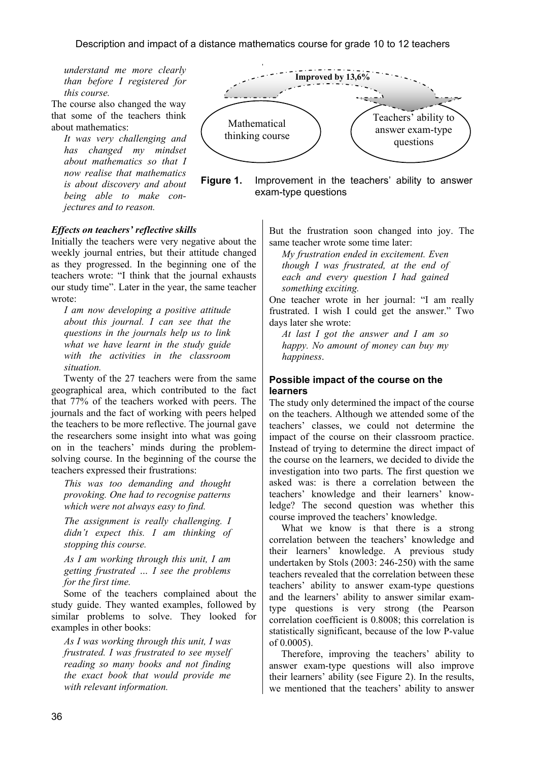*understand me more clearly than before I registered for this course.*

The course also changed the way that some of the teachers think about mathematics:

*It was very challenging and has changed my mindset about mathematics so that I now realise that mathematics is about discovery and about being able to make conjectures and to reason.*

Improved by 13,6%

Mathematical thinking course

Teachers' ability to answer exam-type questions

**Figure 1.** Improvement in the teachers' ability to answer exam-type questions

***Effects on teachers' reflective skills***

Initially the teachers were very negative about the weekly journal entries, but their attitude changed as they progressed. In the beginning one of the teachers wrote: "I think that the journal exhausts our study time". Later in the year, the same teacher wrote:

*I am now developing a positive attitude about this journal. I can see that the questions in the journals help us to link what we have learnt in the study guide with the activities in the classroom situation.*

Twenty of the 27 teachers were from the same geographical area, which contributed to the fact that 77% of the teachers worked with peers. The journals and the fact of working with peers helped the teachers to be more reflective. The journal gave the researchers some insight into what was going on in the teachers' minds during the problem-solving course. In the beginning of the course the teachers expressed their frustrations:

*This was too demanding and thought provoking. One had to recognise patterns which were not always easy to find.*

*The assignment is really challenging. I didn't expect this. I am thinking of stopping this course.*

*As I am working through this unit, I am getting frustrated … I see the problems for the first time.*

Some of the teachers complained about the study guide. They wanted examples, followed by similar problems to solve. They looked for examples in other books:

*As I was working through this unit, I was frustrated. I was frustrated to see myself reading so many books and not finding the exact book that would provide me with relevant information.*

But the frustration soon changed into joy. The same teacher wrote some time later:

*My frustration ended in excitement. Even though I was frustrated, at the end of each and every question I had gained something exciting.*

One teacher wrote in her journal: "I am really frustrated. I wish I could get the answer." Two days later she wrote:

*At last I got the answer and I am so happy. No amount of money can buy my happiness.*

**Possible impact of the course on the learners**

The study only determined the impact of the course on the teachers. Although we attended some of the teachers' classes, we could not determine the impact of the course on their classroom practice. Instead of trying to determine the direct impact of the course on the learners, we decided to divide the investigation into two parts. The first question we asked was: is there a correlation between the teachers' knowledge and their learners' knowledge? The second question was whether this course improved the teachers' knowledge.

What we know is that there is a strong correlation between the teachers' knowledge and their learners' knowledge. A previous study undertaken by Stols (2003: 246-250) with the same teachers revealed that the correlation between these teachers' ability to answer exam-type questions and the learners' ability to answer similar exam-type questions is very strong (the Pearson correlation coefficient is 0.8008; this correlation is statistically significant, because of the low P-value of 0.0005).

Therefore, improving the teachers' ability to answer exam-type questions will also improve their learners' ability (see Figure 2). In the results, we mentioned that the teachers' ability to answer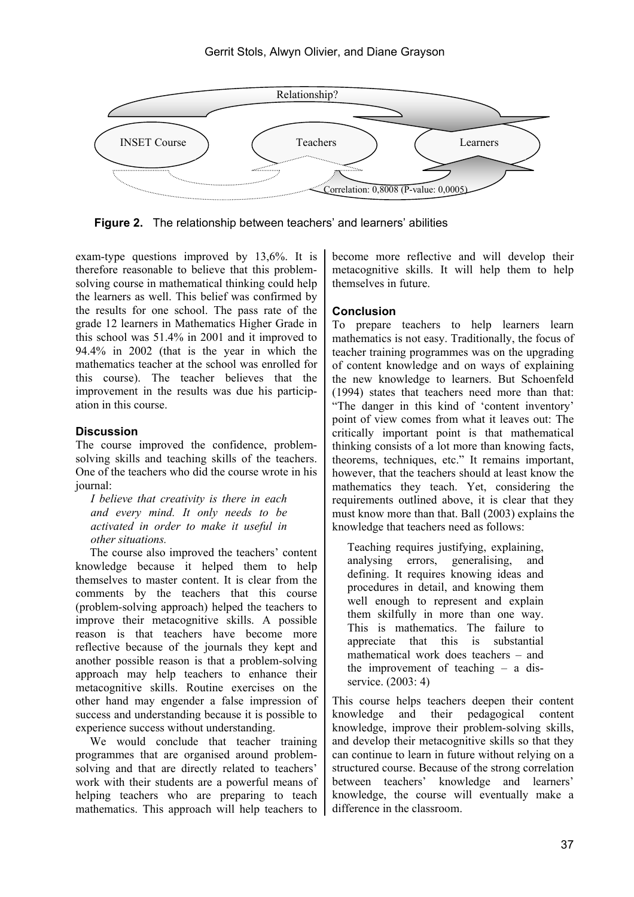Relationship?

INSET Course | Teachers | Learners

Correlation: 0,8008 (P-value: 0,0005)

**Figure 2.** The relationship between teachers' and learners' abilities

exam-type questions improved by 13,6%. It is therefore reasonable to believe that this problem-solving course in mathematical thinking could help the learners as well. This belief was confirmed by the results for one school. The pass rate of the grade 12 learners in Mathematics Higher Grade in this school was 51.4% in 2001 and it improved to 94.4% in 2002 (that is the year in which the mathematics teacher at the school was enrolled for this course). The teacher believes that the improvement in the results was due his participation in this course.

### Discussion

The course improved the confidence, problem-solving skills and teaching skills of the teachers. One of the teachers who did the course wrote in his journal:

> *I believe that creativity is there in each and every mind. It only needs to be activated in order to make it useful in other situations.*

The course also improved the teachers' content knowledge because it helped them to help themselves to master content. It is clear from the comments by the teachers that this course (problem-solving approach) helped the teachers to improve their metacognitive skills. A possible reason is that teachers have become more reflective because of the journals they kept and another possible reason is that a problem-solving approach may help teachers to enhance their metacognitive skills. Routine exercises on the other hand may engender a false impression of success and understanding because it is possible to experience success without understanding.

We would conclude that teacher training programmes that are organised around problem-solving and that are directly related to teachers' work with their students are a powerful means of helping teachers who are preparing to teach mathematics. This approach will help teachers to become more reflective and will develop their metacognitive skills. It will help them to help themselves in future.

### Conclusion

To prepare teachers to help learners learn mathematics is not easy. Traditionally, the focus of teacher training programmes was on the upgrading of content knowledge and on ways of explaining the new knowledge to learners. But Schoenfeld (1994) states that teachers need more than that: "The danger in this kind of 'content inventory' point of view comes from what it leaves out: The critically important point is that mathematical thinking consists of a lot more than knowing facts, theorems, techniques, etc." It remains important, however, that the teachers should at least know the mathematics they teach. Yet, considering the requirements outlined above, it is clear that they must know more than that. Ball (2003) explains the knowledge that teachers need as follows:

> Teaching requires justifying, explaining, analysing errors, generalising, and defining. It requires knowing ideas and procedures in detail, and knowing them well enough to represent and explain them skilfully in more than one way. This is mathematics. The failure to appreciate that this is substantial mathematical work does teachers – and the improvement of teaching – a disservice. (2003: 4)

This course helps teachers deepen their content knowledge and their pedagogical content knowledge, improve their problem-solving skills, and develop their metacognitive skills so that they can continue to learn in future without relying on a structured course. Because of the strong correlation between teachers' knowledge and learners' knowledge, the course will eventually make a difference in the classroom.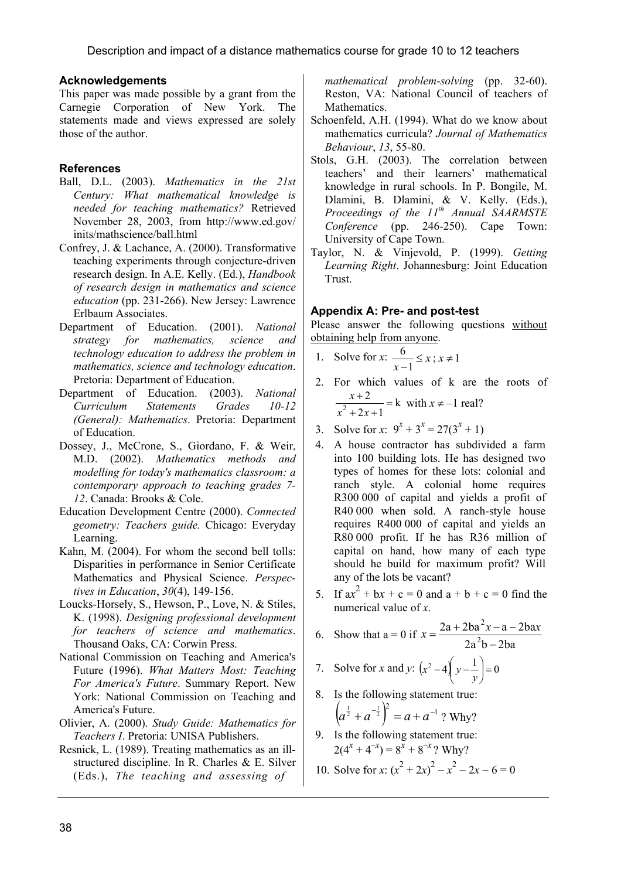## Acknowledgements

This paper was made possible by a grant from the Carnegie Corporation of New York. The statements made and views expressed are solely those of the author.

## References

Ball, D.L. (2003). *Mathematics in the 21st Century: What mathematical knowledge is needed for teaching mathematics?* Retrieved November 28, 2003, from http://www.ed.gov/inits/mathscience/ball.html

Confrey, J. & Lachance, A. (2000). Transformative teaching experiments through conjecture-driven research design. In A.E. Kelly. (Ed.), *Handbook of research design in mathematics and science education* (pp. 231-266). New Jersey: Lawrence Erlbaum Associates.

Department of Education. (2001). *National strategy for mathematics, science and technology education to address the problem in mathematics, science and technology education*. Pretoria: Department of Education.

Department of Education. (2003). *National Curriculum Statements Grades 10-12 (General): Mathematics*. Pretoria: Department of Education.

Dossey, J., McCrone, S., Giordano, F. & Weir, M.D. (2002). *Mathematics methods and modelling for today's mathematics classroom: a contemporary approach to teaching grades 7-12*. Canada: Brooks & Cole.

Education Development Centre (2000). *Connected geometry: Teachers guide.* Chicago: Everyday Learning.

Kahn, M. (2004). For whom the second bell tolls: Disparities in performance in Senior Certificate Mathematics and Physical Science. *Perspectives in Education*, *30*(4), 149-156.

Loucks-Horsely, S., Hewson, P., Love, N. & Stiles, K. (1998). *Designing professional development for teachers of science and mathematics*. Thousand Oaks, CA: Corwin Press.

National Commission on Teaching and America's Future (1996). *What Matters Most: Teaching For America's Future*. Summary Report. New York: National Commission on Teaching and America's Future.

Olivier, A. (2000). *Study Guide: Mathematics for Teachers I*. Pretoria: UNISA Publishers.

Resnick, L. (1989). Treating mathematics as an ill-structured discipline. In R. Charles & E. Silver (Eds.), *The teaching and assessing of mathematical problem-solving* (pp. 32-60). Reston, VA: National Council of teachers of Mathematics.

Schoenfeld, A.H. (1994). What do we know about mathematics curricula? *Journal of Mathematics Behaviour*, *13*, 55-80.

Stols, G.H. (2003). The correlation between teachers' and their learners' mathematical knowledge in rural schools. In P. Bongile, M. Dlamini, B. Dlamini, & V. Kelly. (Eds.), *Proceedings of the 11th Annual SAARMSTE Conference* (pp. 246-250). Cape Town: University of Cape Town.

Taylor, N. & Vinjevold, P. (1999). *Getting Learning Right*. Johannesburg: Joint Education Trust.

## Appendix A: Pre- and post-test

Please answer the following questions without obtaining help from anyone.

1. Solve for $x$: $\dfrac{6}{x-1} \leq x$ ; $x \neq 1$
2. For which values of k are the roots of $\dfrac{x+2}{x^2+2x+1} = \text{k}$ with $x \neq -1$ real?
3. Solve for $x$: $9^x + 3^x = 27(3^x + 1)$
4. A house contractor has subdivided a farm into 100 building lots. He has designed two types of homes for these lots: colonial and ranch style. A colonial home requires R300 000 of capital and yields a profit of R40 000 when sold. A ranch-style house requires R400 000 of capital and yields an R80 000 profit. If he has R36 million of capital on hand, how many of each type should he build for maximum profit? Will any of the lots be vacant?
5. If $\text{a}x^2 + \text{b}x + \text{c} = 0$ and $\text{a} + \text{b} + \text{c} = 0$ find the numerical value of $x$.
6. Show that a = 0 if $x = \dfrac{2\text{a} + 2\text{ba}^2 x - \text{a} - 2\text{ba}x}{2\text{a}^2\text{b} - 2\text{ba}}$
7. Solve for $x$ and $y$: $\left(x^2 - 4\right)\left(y - \dfrac{1}{y}\right) = 0$
8. Is the following statement true: $\left(a^{\frac{1}{2}} + a^{-\frac{1}{2}}\right)^2 = a + a^{-1}$ ? Why?
9. Is the following statement true: $2(4^x + 4^{-x}) = 8^x + 8^{-x}$ ? Why?
10. Solve for $x$: $(x^2 + 2x)^2 - x^2 - 2x - 6 = 0$